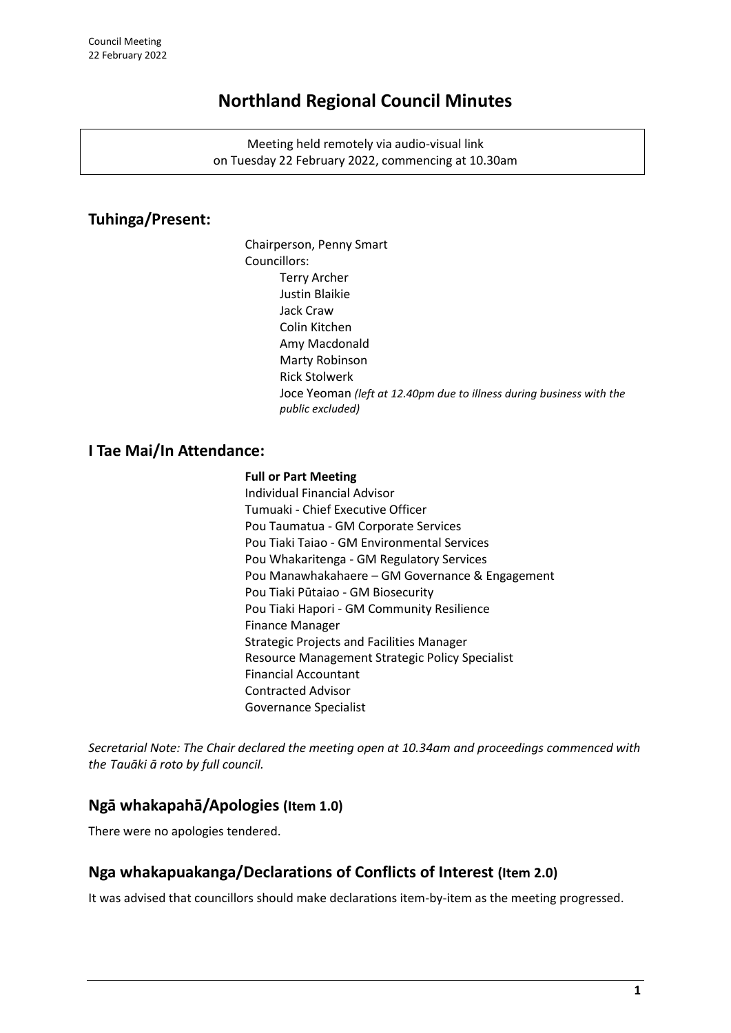# Northland Regional Council Minutes

Meeting held remotely via audio-visual link
on Tuesday 22 February 2022, commencing at 10.30am

## Tuhinga/Present:

Chairperson, Penny Smart
Councillors:
- Terry Archer
- Justin Blaikie
- Jack Craw
- Colin Kitchen
- Amy Macdonald
- Marty Robinson
- Rick Stolwerk
- Joce Yeoman *(left at 12.40pm due to illness during business with the public excluded)*

## I Tae Mai/In Attendance:

**Full or Part Meeting**

- Individual Financial Advisor
- Tumuaki - Chief Executive Officer
- Pou Taumatua - GM Corporate Services
- Pou Tiaki Taiao - GM Environmental Services
- Pou Whakaritenga - GM Regulatory Services
- Pou Manawhakahaere – GM Governance & Engagement
- Pou Tiaki Pūtaiao - GM Biosecurity
- Pou Tiaki Hapori - GM Community Resilience
- Finance Manager
- Strategic Projects and Facilities Manager
- Resource Management Strategic Policy Specialist
- Financial Accountant
- Contracted Advisor
- Governance Specialist

*Secretarial Note: The Chair declared the meeting open at 10.34am and proceedings commenced with the Tauāki ā roto by full council.*

## Ngā whakapahā/Apologies (Item 1.0)

There were no apologies tendered.

## Nga whakapuakanga/Declarations of Conflicts of Interest (Item 2.0)

It was advised that councillors should make declarations item-by-item as the meeting progressed.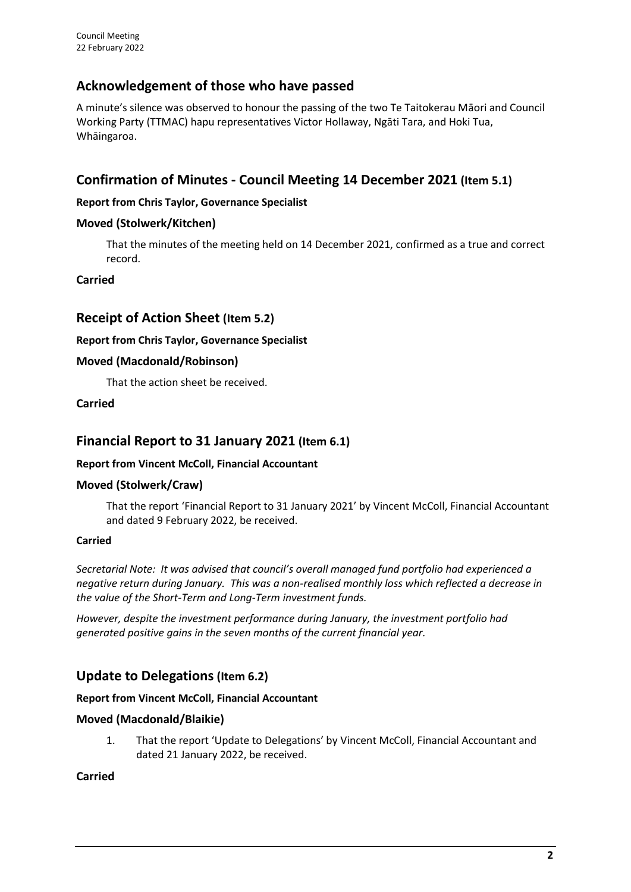## Acknowledgement of those who have passed

A minute's silence was observed to honour the passing of the two Te Taitokerau Māori and Council Working Party (TTMAC) hapu representatives Victor Hollaway, Ngāti Tara, and Hoki Tua, Whāingaroa.

## Confirmation of Minutes - Council Meeting 14 December 2021 (Item 5.1)

**Report from Chris Taylor, Governance Specialist**

### Moved (Stolwerk/Kitchen)

That the minutes of the meeting held on 14 December 2021, confirmed as a true and correct record.

**Carried**

## Receipt of Action Sheet (Item 5.2)

**Report from Chris Taylor, Governance Specialist**

### Moved (Macdonald/Robinson)

That the action sheet be received.

**Carried**

## Financial Report to 31 January 2021 (Item 6.1)

**Report from Vincent McColl, Financial Accountant**

### Moved (Stolwerk/Craw)

That the report 'Financial Report to 31 January 2021' by Vincent McColl, Financial Accountant and dated 9 February 2022, be received.

**Carried**

*Secretarial Note: It was advised that council's overall managed fund portfolio had experienced a negative return during January. This was a non-realised monthly loss which reflected a decrease in the value of the Short-Term and Long-Term investment funds.*

*However, despite the investment performance during January, the investment portfolio had generated positive gains in the seven months of the current financial year.*

## Update to Delegations (Item 6.2)

**Report from Vincent McColl, Financial Accountant**

### Moved (Macdonald/Blaikie)

1. That the report 'Update to Delegations' by Vincent McColl, Financial Accountant and dated 21 January 2022, be received.

**Carried**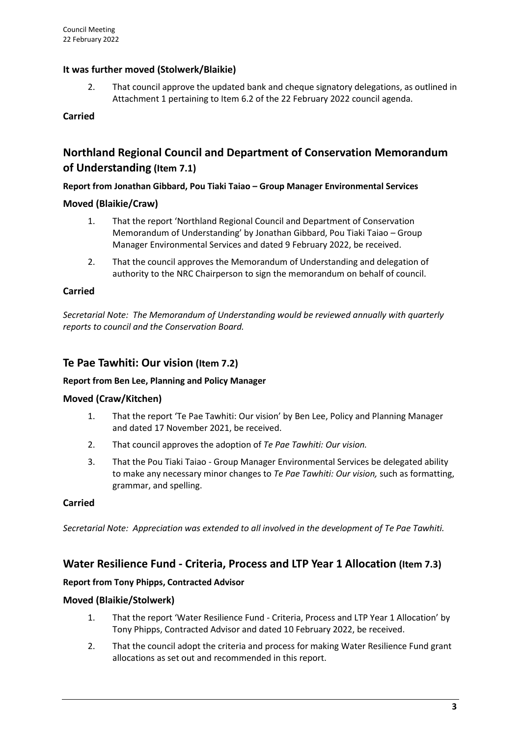### It was further moved (Stolwerk/Blaikie)

2. That council approve the updated bank and cheque signatory delegations, as outlined in Attachment 1 pertaining to Item 6.2 of the 22 February 2022 council agenda.

**Carried**

## Northland Regional Council and Department of Conservation Memorandum of Understanding (Item 7.1)

**Report from Jonathan Gibbard, Pou Tiaki Taiao – Group Manager Environmental Services**

### Moved (Blaikie/Craw)

1. That the report 'Northland Regional Council and Department of Conservation Memorandum of Understanding' by Jonathan Gibbard, Pou Tiaki Taiao – Group Manager Environmental Services and dated 9 February 2022, be received.
2. That the council approves the Memorandum of Understanding and delegation of authority to the NRC Chairperson to sign the memorandum on behalf of council.

**Carried**

*Secretarial Note: The Memorandum of Understanding would be reviewed annually with quarterly reports to council and the Conservation Board.*

## Te Pae Tawhiti: Our vision (Item 7.2)

**Report from Ben Lee, Planning and Policy Manager**

### Moved (Craw/Kitchen)

1. That the report 'Te Pae Tawhiti: Our vision' by Ben Lee, Policy and Planning Manager and dated 17 November 2021, be received.
2. That council approves the adoption of *Te Pae Tawhiti: Our vision.*
3. That the Pou Tiaki Taiao - Group Manager Environmental Services be delegated ability to make any necessary minor changes to *Te Pae Tawhiti: Our vision,* such as formatting, grammar, and spelling.

**Carried**

*Secretarial Note: Appreciation was extended to all involved in the development of Te Pae Tawhiti.*

## Water Resilience Fund - Criteria, Process and LTP Year 1 Allocation (Item 7.3)

**Report from Tony Phipps, Contracted Advisor**

### Moved (Blaikie/Stolwerk)

1. That the report 'Water Resilience Fund - Criteria, Process and LTP Year 1 Allocation' by Tony Phipps, Contracted Advisor and dated 10 February 2022, be received.
2. That the council adopt the criteria and process for making Water Resilience Fund grant allocations as set out and recommended in this report.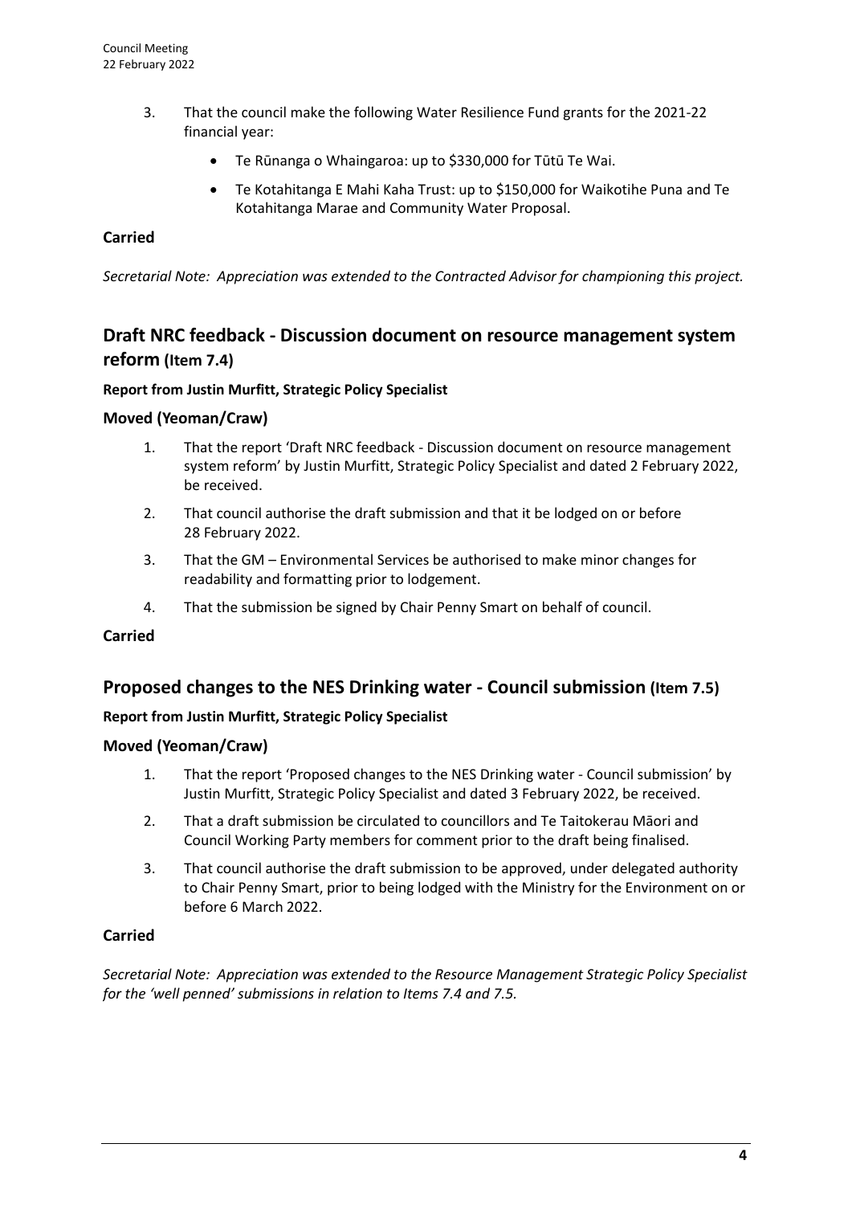3. That the council make the following Water Resilience Fund grants for the 2021-22 financial year:
   - Te Rūnanga o Whaingaroa: up to $330,000 for Tūtū Te Wai.
   - Te Kotahitanga E Mahi Kaha Trust: up to $150,000 for Waikotihe Puna and Te Kotahitanga Marae and Community Water Proposal.

**Carried**

*Secretarial Note: Appreciation was extended to the Contracted Advisor for championing this project.*

## Draft NRC feedback - Discussion document on resource management system reform (Item 7.4)

**Report from Justin Murfitt, Strategic Policy Specialist**

### Moved (Yeoman/Craw)

1. That the report 'Draft NRC feedback - Discussion document on resource management system reform' by Justin Murfitt, Strategic Policy Specialist and dated 2 February 2022, be received.
2. That council authorise the draft submission and that it be lodged on or before 28 February 2022.
3. That the GM – Environmental Services be authorised to make minor changes for readability and formatting prior to lodgement.
4. That the submission be signed by Chair Penny Smart on behalf of council.

**Carried**

## Proposed changes to the NES Drinking water - Council submission (Item 7.5)

**Report from Justin Murfitt, Strategic Policy Specialist**

### Moved (Yeoman/Craw)

1. That the report 'Proposed changes to the NES Drinking water - Council submission' by Justin Murfitt, Strategic Policy Specialist and dated 3 February 2022, be received.
2. That a draft submission be circulated to councillors and Te Taitokerau Māori and Council Working Party members for comment prior to the draft being finalised.
3. That council authorise the draft submission to be approved, under delegated authority to Chair Penny Smart, prior to being lodged with the Ministry for the Environment on or before 6 March 2022.

**Carried**

*Secretarial Note: Appreciation was extended to the Resource Management Strategic Policy Specialist for the 'well penned' submissions in relation to Items 7.4 and 7.5.*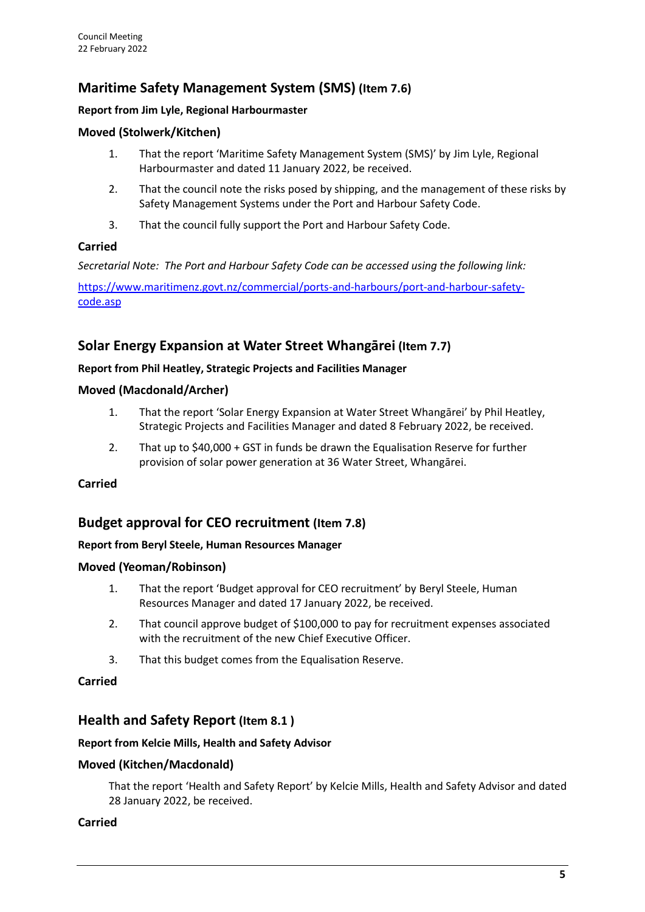## Maritime Safety Management System (SMS) (Item 7.6)

**Report from Jim Lyle, Regional Harbourmaster**

**Moved (Stolwerk/Kitchen)**

1. That the report 'Maritime Safety Management System (SMS)' by Jim Lyle, Regional Harbourmaster and dated 11 January 2022, be received.
2. That the council note the risks posed by shipping, and the management of these risks by Safety Management Systems under the Port and Harbour Safety Code.
3. That the council fully support the Port and Harbour Safety Code.

**Carried**

*Secretarial Note: The Port and Harbour Safety Code can be accessed using the following link:*

https://www.maritimenz.govt.nz/commercial/ports-and-harbours/port-and-harbour-safety-code.asp

## Solar Energy Expansion at Water Street Whangārei (Item 7.7)

**Report from Phil Heatley, Strategic Projects and Facilities Manager**

**Moved (Macdonald/Archer)**

1. That the report 'Solar Energy Expansion at Water Street Whangārei' by Phil Heatley, Strategic Projects and Facilities Manager and dated 8 February 2022, be received.
2. That up to $40,000 + GST in funds be drawn the Equalisation Reserve for further provision of solar power generation at 36 Water Street, Whangārei.

**Carried**

## Budget approval for CEO recruitment (Item 7.8)

**Report from Beryl Steele, Human Resources Manager**

**Moved (Yeoman/Robinson)**

1. That the report 'Budget approval for CEO recruitment' by Beryl Steele, Human Resources Manager and dated 17 January 2022, be received.
2. That council approve budget of $100,000 to pay for recruitment expenses associated with the recruitment of the new Chief Executive Officer.
3. That this budget comes from the Equalisation Reserve.

**Carried**

## Health and Safety Report (Item 8.1 )

**Report from Kelcie Mills, Health and Safety Advisor**

**Moved (Kitchen/Macdonald)**

That the report 'Health and Safety Report' by Kelcie Mills, Health and Safety Advisor and dated 28 January 2022, be received.

**Carried**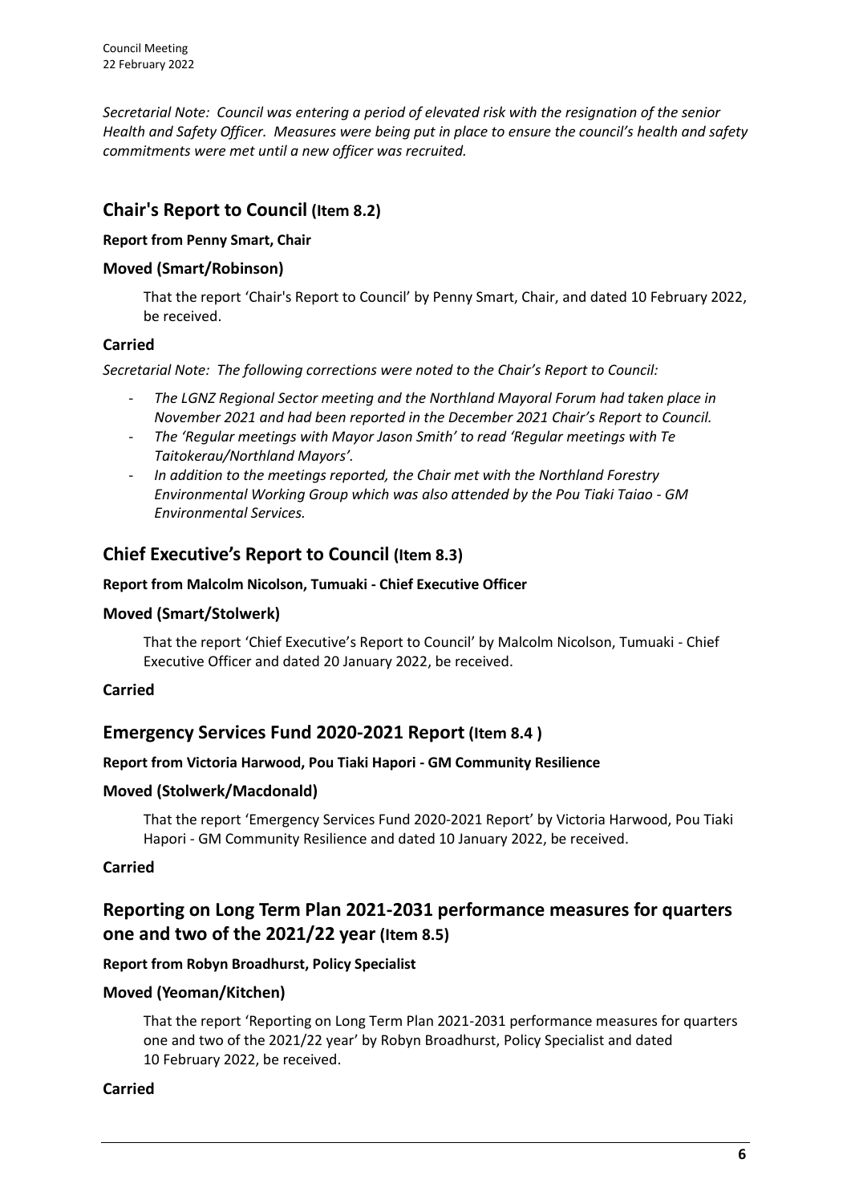*Secretarial Note: Council was entering a period of elevated risk with the resignation of the senior Health and Safety Officer. Measures were being put in place to ensure the council's health and safety commitments were met until a new officer was recruited.*

## Chair's Report to Council (Item 8.2)

**Report from Penny Smart, Chair**

### Moved (Smart/Robinson)

That the report 'Chair's Report to Council' by Penny Smart, Chair, and dated 10 February 2022, be received.

### Carried

*Secretarial Note: The following corrections were noted to the Chair's Report to Council:*

- *The LGNZ Regional Sector meeting and the Northland Mayoral Forum had taken place in November 2021 and had been reported in the December 2021 Chair's Report to Council.*
- *The 'Regular meetings with Mayor Jason Smith' to read 'Regular meetings with Te Taitokerau/Northland Mayors'.*
- *In addition to the meetings reported, the Chair met with the Northland Forestry Environmental Working Group which was also attended by the Pou Tiaki Taiao - GM Environmental Services.*

## Chief Executive's Report to Council (Item 8.3)

**Report from Malcolm Nicolson, Tumuaki - Chief Executive Officer**

### Moved (Smart/Stolwerk)

That the report 'Chief Executive's Report to Council' by Malcolm Nicolson, Tumuaki - Chief Executive Officer and dated 20 January 2022, be received.

### Carried

## Emergency Services Fund 2020-2021 Report (Item 8.4 )

**Report from Victoria Harwood, Pou Tiaki Hapori - GM Community Resilience**

### Moved (Stolwerk/Macdonald)

That the report 'Emergency Services Fund 2020-2021 Report' by Victoria Harwood, Pou Tiaki Hapori - GM Community Resilience and dated 10 January 2022, be received.

### Carried

## Reporting on Long Term Plan 2021-2031 performance measures for quarters one and two of the 2021/22 year (Item 8.5)

**Report from Robyn Broadhurst, Policy Specialist**

### Moved (Yeoman/Kitchen)

That the report 'Reporting on Long Term Plan 2021-2031 performance measures for quarters one and two of the 2021/22 year' by Robyn Broadhurst, Policy Specialist and dated 10 February 2022, be received.

### Carried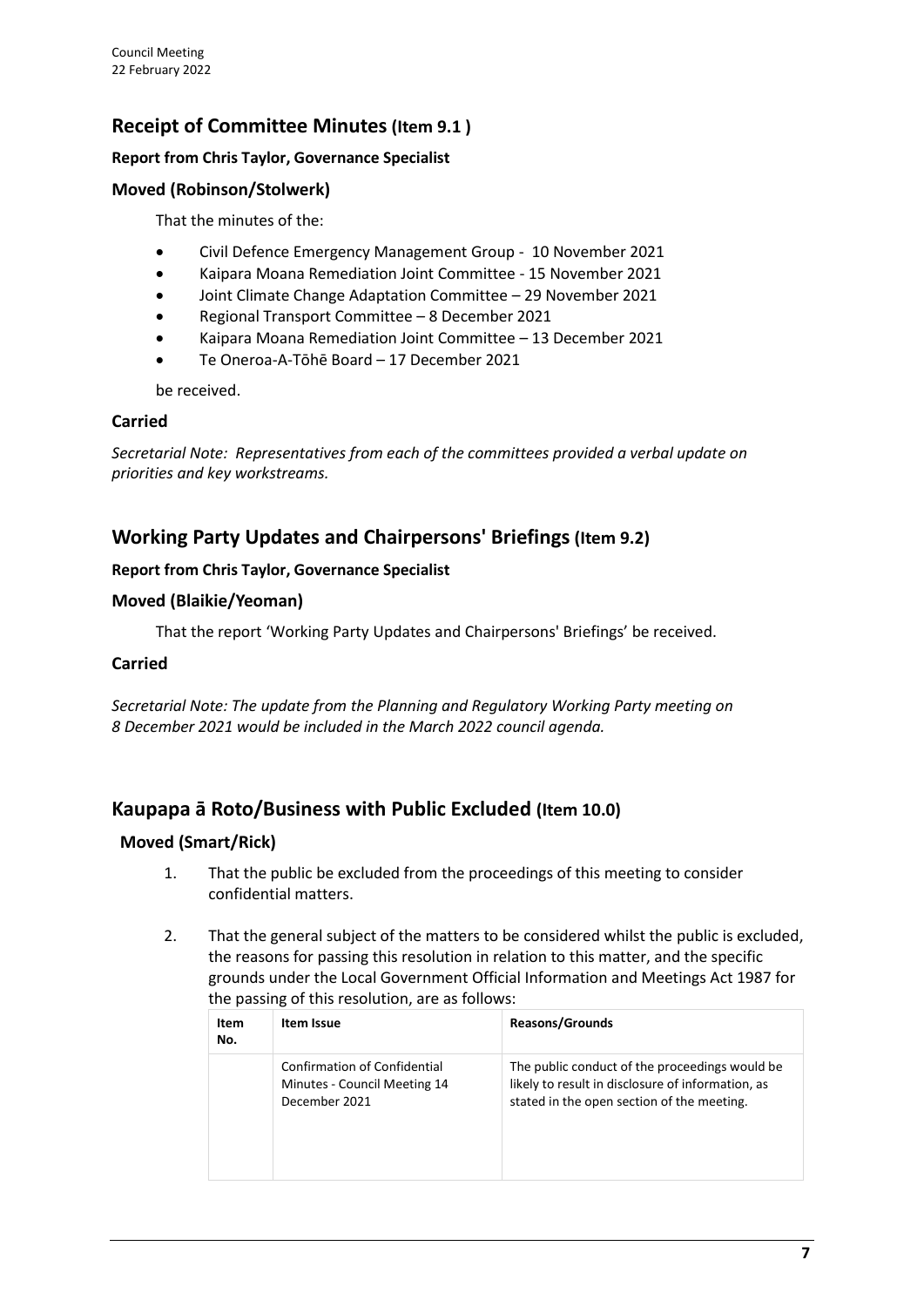## Receipt of Committee Minutes (Item 9.1 )

**Report from Chris Taylor, Governance Specialist**

### Moved (Robinson/Stolwerk)

That the minutes of the:

- Civil Defence Emergency Management Group - 10 November 2021
- Kaipara Moana Remediation Joint Committee - 15 November 2021
- Joint Climate Change Adaptation Committee – 29 November 2021
- Regional Transport Committee – 8 December 2021
- Kaipara Moana Remediation Joint Committee – 13 December 2021
- Te Oneroa-A-Tōhē Board – 17 December 2021

be received.

### Carried

*Secretarial Note: Representatives from each of the committees provided a verbal update on priorities and key workstreams.*

## Working Party Updates and Chairpersons' Briefings (Item 9.2)

**Report from Chris Taylor, Governance Specialist**

### Moved (Blaikie/Yeoman)

That the report 'Working Party Updates and Chairpersons' Briefings' be received.

### Carried

*Secretarial Note: The update from the Planning and Regulatory Working Party meeting on 8 December 2021 would be included in the March 2022 council agenda.*

## Kaupapa ā Roto/Business with Public Excluded (Item 10.0)

### Moved (Smart/Rick)

1. That the public be excluded from the proceedings of this meeting to consider confidential matters.
2. That the general subject of the matters to be considered whilst the public is excluded, the reasons for passing this resolution in relation to this matter, and the specific grounds under the Local Government Official Information and Meetings Act 1987 for the passing of this resolution, are as follows:

| Item No. | Item Issue | Reasons/Grounds |
|---|---|---|
| | Confirmation of Confidential Minutes - Council Meeting 14 December 2021 | The public conduct of the proceedings would be likely to result in disclosure of information, as stated in the open section of the meeting. |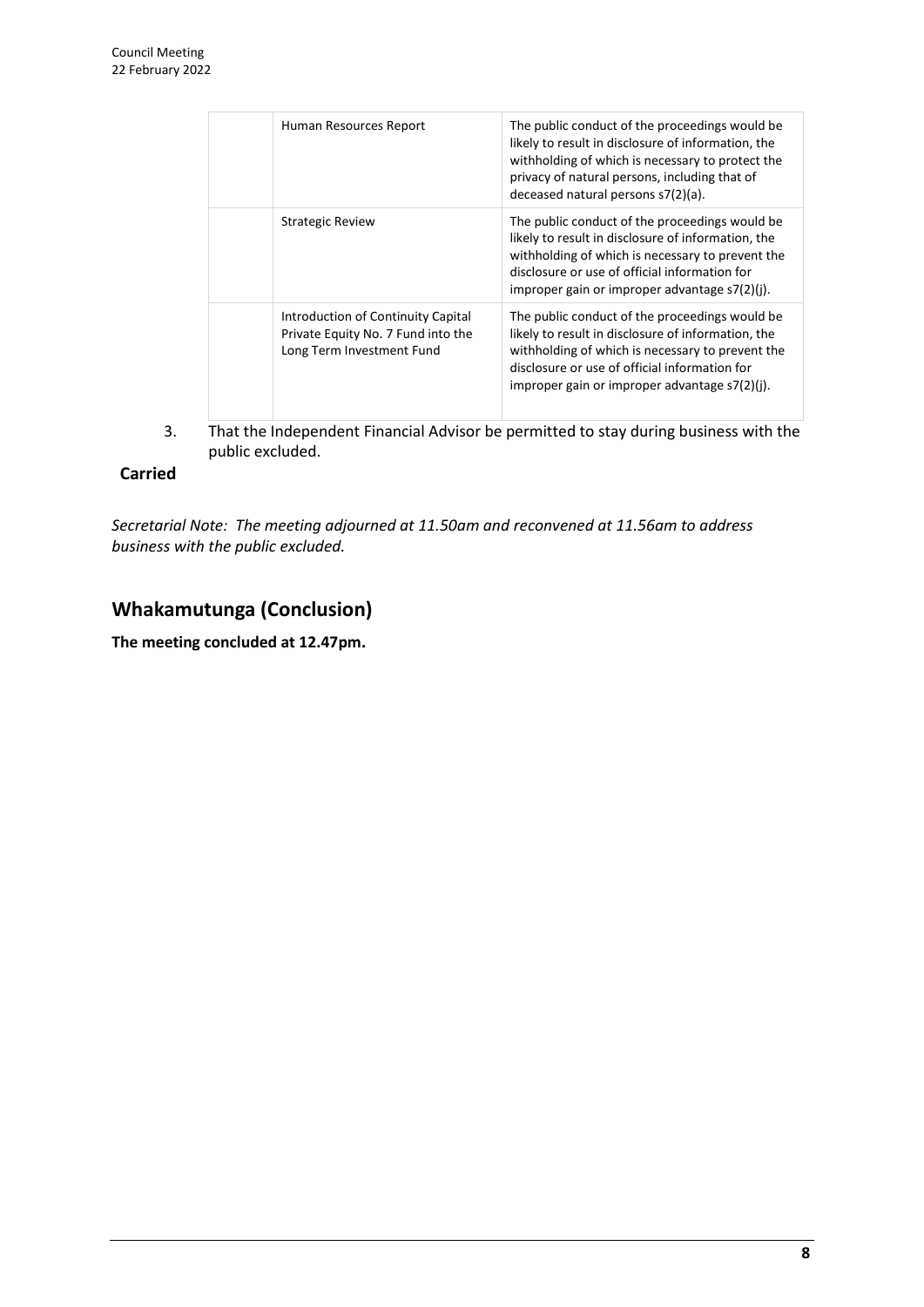| | | |
|---|---|---|
| | Human Resources Report | The public conduct of the proceedings would be likely to result in disclosure of information, the withholding of which is necessary to protect the privacy of natural persons, including that of deceased natural persons s7(2)(a). |
| | Strategic Review | The public conduct of the proceedings would be likely to result in disclosure of information, the withholding of which is necessary to prevent the disclosure or use of official information for improper gain or improper advantage s7(2)(j). |
| | Introduction of Continuity Capital Private Equity No. 7 Fund into the Long Term Investment Fund | The public conduct of the proceedings would be likely to result in disclosure of information, the withholding of which is necessary to prevent the disclosure or use of official information for improper gain or improper advantage s7(2)(j). |

3. That the Independent Financial Advisor be permitted to stay during business with the public excluded.

**Carried**

*Secretarial Note: The meeting adjourned at 11.50am and reconvened at 11.56am to address business with the public excluded.*

## Whakamutunga (Conclusion)

**The meeting concluded at 12.47pm.**